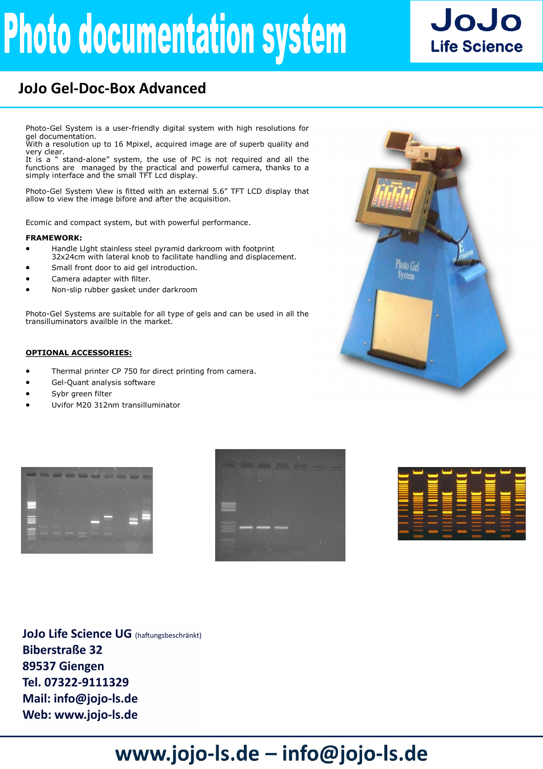# Photo documentation system

JoJo Life Science

## JoJo Gel-Doc-Box Advanced

Photo-Gel System is a user-friendly digital system with high resolutions for gel documentation.
With a resolution up to 16 Mpixel, acquired image are of superb quality and very clear.
It is a " stand-alone" system, the use of PC is not required and all the functions are managed by the practical and powerful camera, thanks to a simply interface and the small TFT Lcd display.

Photo-Gel System View is fitted with an external 5.6" TFT LCD display that allow to view the image bifore and after the acquisition.

Ecomic and compact system, but with powerful performance.

**FRAMEWORK:**

- Handle LIght stainless steel pyramid darkroom with footprint 32x24cm with lateral knob to facilitate handling and displacement.
- Small front door to aid gel introduction.
- Camera adapter with filter.
- Non-slip rubber gasket under darkroom

Photo-Gel Systems are suitable for all type of gels and can be used in all the transilluminators availble in the market.

**OPTIONAL ACCESSORIES:**

- Thermal printer CP 750 for direct printing from camera.
- Gel-Quant analysis software
- Sybr green filter
- Uvifor M20 312nm transilluminator

**JoJo Life Science UG** (haftungsbeschränkt)
**Biberstraße 32**
**89537 Giengen**
**Tel. 07322-9111329**
**Mail: info@jojo-ls.de**
**Web: www.jojo-ls.de**

**www.jojo-ls.de – info@jojo-ls.de**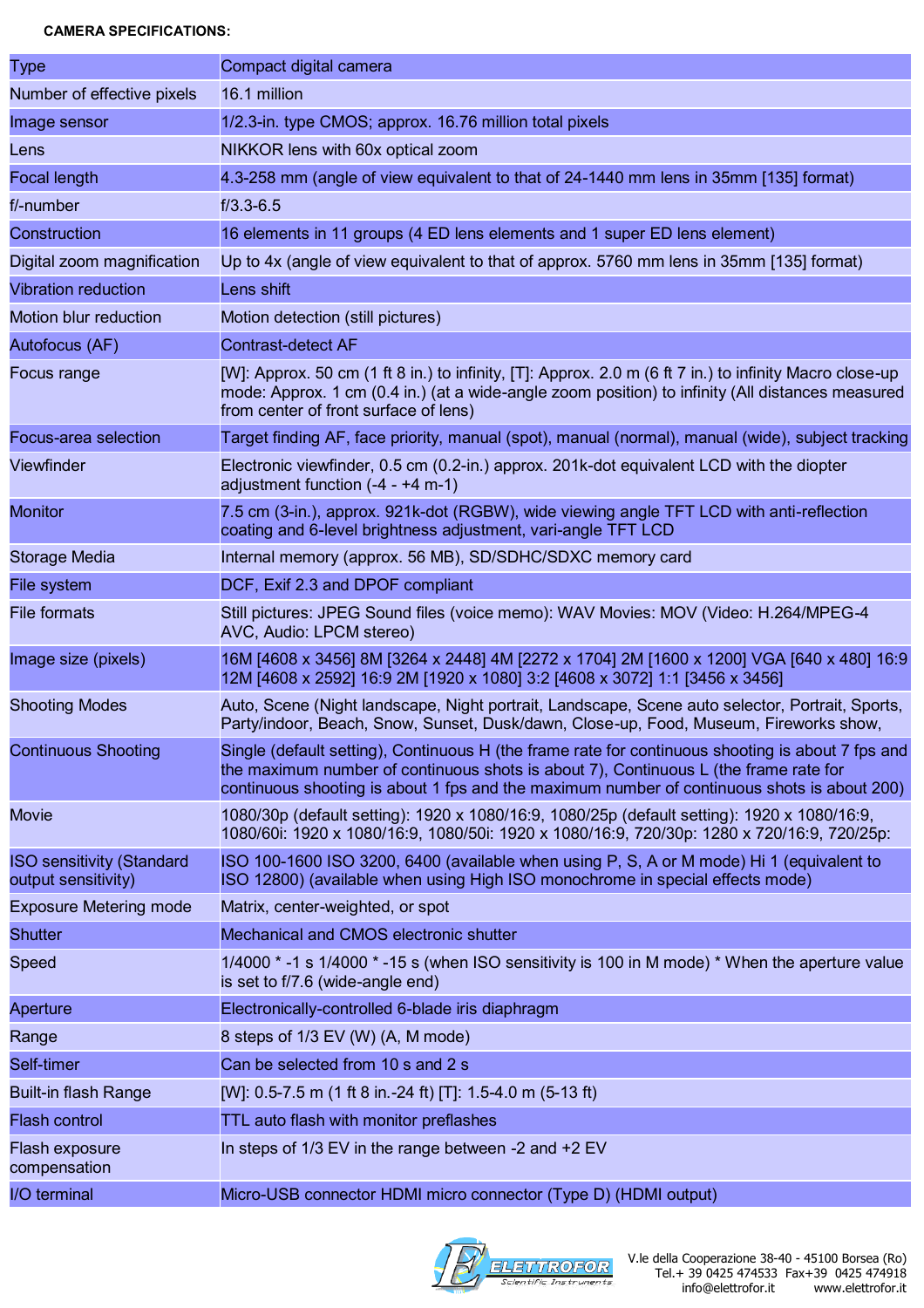**CAMERA SPECIFICATIONS:**

| | |
|---|---|
| Type | Compact digital camera |
| Number of effective pixels | 16.1 million |
| Image sensor | 1/2.3-in. type CMOS; approx. 16.76 million total pixels |
| Lens | NIKKOR lens with 60x optical zoom |
| Focal length | 4.3-258 mm (angle of view equivalent to that of 24-1440 mm lens in 35mm [135] format) |
| f/-number | f/3.3-6.5 |
| Construction | 16 elements in 11 groups (4 ED lens elements and 1 super ED lens element) |
| Digital zoom magnification | Up to 4x (angle of view equivalent to that of approx. 5760 mm lens in 35mm [135] format) |
| Vibration reduction | Lens shift |
| Motion blur reduction | Motion detection (still pictures) |
| Autofocus (AF) | Contrast-detect AF |
| Focus range | [W]: Approx. 50 cm (1 ft 8 in.) to infinity, [T]: Approx. 2.0 m (6 ft 7 in.) to infinity Macro close-up mode: Approx. 1 cm (0.4 in.) (at a wide-angle zoom position) to infinity (All distances measured from center of front surface of lens) |
| Focus-area selection | Target finding AF, face priority, manual (spot), manual (normal), manual (wide), subject tracking |
| Viewfinder | Electronic viewfinder, 0.5 cm (0.2-in.) approx. 201k-dot equivalent LCD with the diopter adjustment function (-4 - +4 m-1) |
| Monitor | 7.5 cm (3-in.), approx. 921k-dot (RGBW), wide viewing angle TFT LCD with anti-reflection coating and 6-level brightness adjustment, vari-angle TFT LCD |
| Storage Media | Internal memory (approx. 56 MB), SD/SDHC/SDXC memory card |
| File system | DCF, Exif 2.3 and DPOF compliant |
| File formats | Still pictures: JPEG Sound files (voice memo): WAV Movies: MOV (Video: H.264/MPEG-4 AVC, Audio: LPCM stereo) |
| Image size (pixels) | 16M [4608 x 3456] 8M [3264 x 2448] 4M [2272 x 1704] 2M [1600 x 1200] VGA [640 x 480] 16:9 12M [4608 x 2592] 16:9 2M [1920 x 1080] 3:2 [4608 x 3072] 1:1 [3456 x 3456] |
| Shooting Modes | Auto, Scene (Night landscape, Night portrait, Landscape, Scene auto selector, Portrait, Sports, Party/indoor, Beach, Snow, Sunset, Dusk/dawn, Close-up, Food, Museum, Fireworks show, |
| Continuous Shooting | Single (default setting), Continuous H (the frame rate for continuous shooting is about 7 fps and the maximum number of continuous shots is about 7), Continuous L (the frame rate for continuous shooting is about 1 fps and the maximum number of continuous shots is about 200) |
| Movie | 1080/30p (default setting): 1920 x 1080/16:9, 1080/25p (default setting): 1920 x 1080/16:9, 1080/60i: 1920 x 1080/16:9, 1080/50i: 1920 x 1080/16:9, 720/30p: 1280 x 720/16:9, 720/25p: |
| ISO sensitivity (Standard output sensitivity) | ISO 100-1600 ISO 3200, 6400 (available when using P, S, A or M mode) Hi 1 (equivalent to ISO 12800) (available when using High ISO monochrome in special effects mode) |
| Exposure Metering mode | Matrix, center-weighted, or spot |
| Shutter | Mechanical and CMOS electronic shutter |
| Speed | 1/4000 * -1 s 1/4000 * -15 s (when ISO sensitivity is 100 in M mode) * When the aperture value is set to f/7.6 (wide-angle end) |
| Aperture | Electronically-controlled 6-blade iris diaphragm |
| Range | 8 steps of 1/3 EV (W) (A, M mode) |
| Self-timer | Can be selected from 10 s and 2 s |
| Built-in flash Range | [W]: 0.5-7.5 m (1 ft 8 in.-24 ft) [T]: 1.5-4.0 m (5-13 ft) |
| Flash control | TTL auto flash with monitor preflashes |
| Flash exposure compensation | In steps of 1/3 EV in the range between -2 and +2 EV |
| I/O terminal | Micro-USB connector HDMI micro connector (Type D) (HDMI output) |

ELETTROFOR Scientific Instruments

V.le della Cooperazione 38-40 - 45100 Borsea (Ro)
Tel.+ 39 0425 474533 Fax+39 0425 474918
info@elettrofor.it www.elettrofor.it